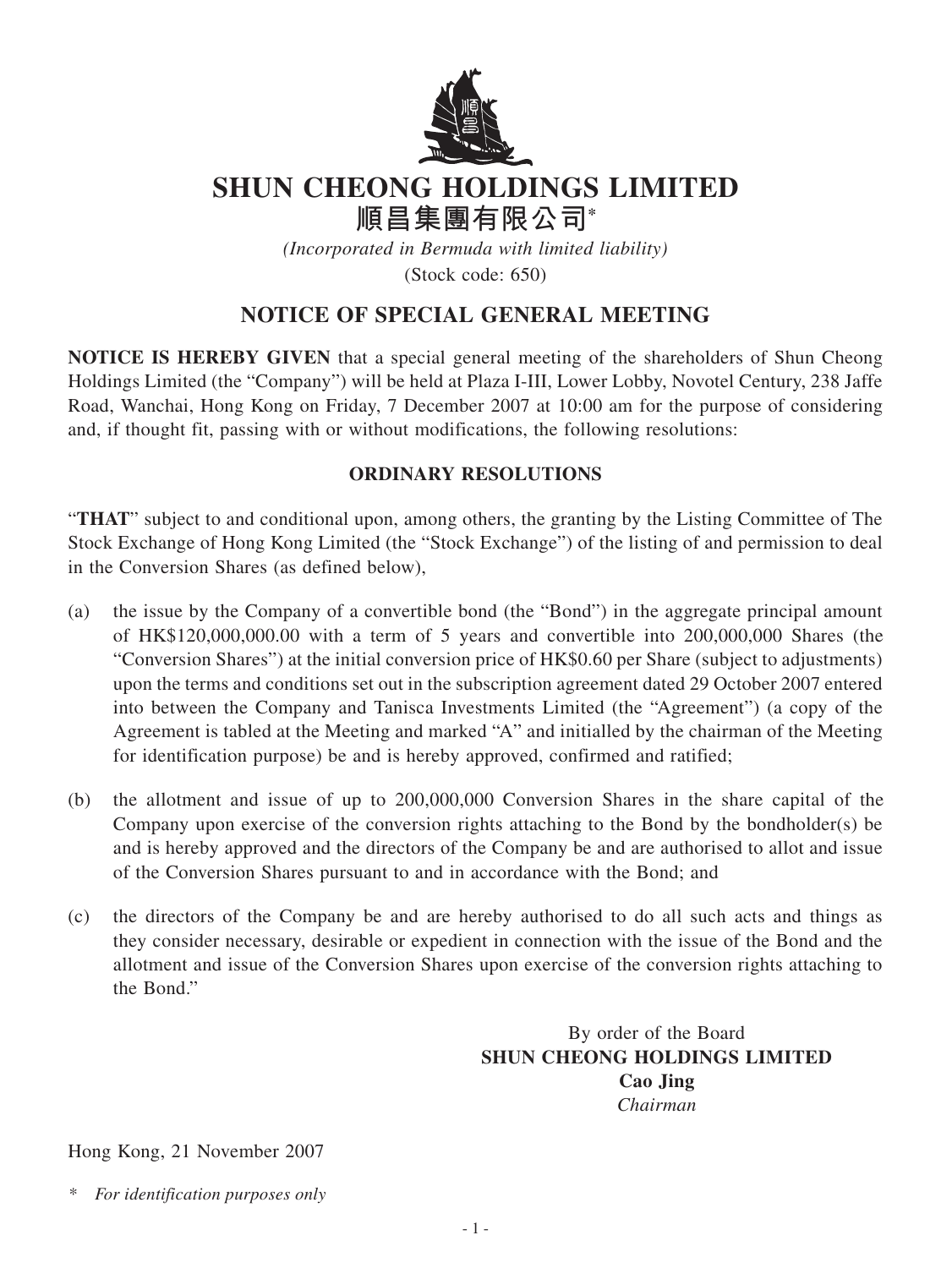# SHUN CHEONG HOLDINGS LIMITED

# 順昌集團有限公司*

*(Incorporated in Bermuda with limited liability)*

(Stock code: 650)

## NOTICE OF SPECIAL GENERAL MEETING

**NOTICE IS HEREBY GIVEN** that a special general meeting of the shareholders of Shun Cheong Holdings Limited (the "Company") will be held at Plaza I-III, Lower Lobby, Novotel Century, 238 Jaffe Road, Wanchai, Hong Kong on Friday, 7 December 2007 at 10:00 am for the purpose of considering and, if thought fit, passing with or without modifications, the following resolutions:

### ORDINARY RESOLUTIONS

"**THAT**" subject to and conditional upon, among others, the granting by the Listing Committee of The Stock Exchange of Hong Kong Limited (the "Stock Exchange") of the listing of and permission to deal in the Conversion Shares (as defined below),

(a) the issue by the Company of a convertible bond (the "Bond") in the aggregate principal amount of HK$120,000,000.00 with a term of 5 years and convertible into 200,000,000 Shares (the "Conversion Shares") at the initial conversion price of HK$0.60 per Share (subject to adjustments) upon the terms and conditions set out in the subscription agreement dated 29 October 2007 entered into between the Company and Tanisca Investments Limited (the "Agreement") (a copy of the Agreement is tabled at the Meeting and marked "A" and initialled by the chairman of the Meeting for identification purpose) be and is hereby approved, confirmed and ratified;

(b) the allotment and issue of up to 200,000,000 Conversion Shares in the share capital of the Company upon exercise of the conversion rights attaching to the Bond by the bondholder(s) be and is hereby approved and the directors of the Company be and are authorised to allot and issue of the Conversion Shares pursuant to and in accordance with the Bond; and

(c) the directors of the Company be and are hereby authorised to do all such acts and things as they consider necessary, desirable or expedient in connection with the issue of the Bond and the allotment and issue of the Conversion Shares upon exercise of the conversion rights attaching to the Bond."

By order of the Board
**SHUN CHEONG HOLDINGS LIMITED**
**Cao Jing**
*Chairman*

Hong Kong, 21 November 2007

\* *For identification purposes only*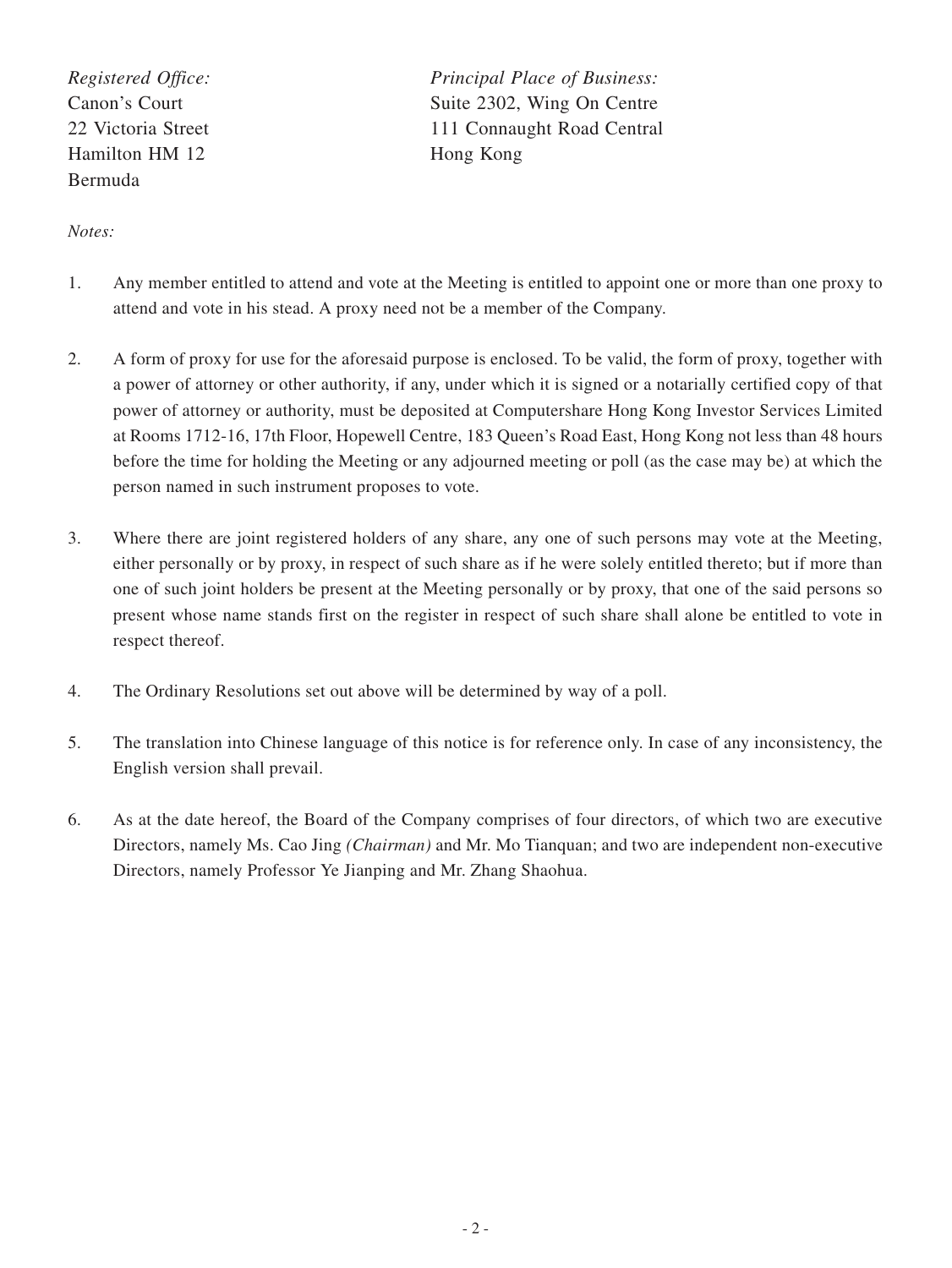*Registered Office:*
Canon's Court
22 Victoria Street
Hamilton HM 12
Bermuda

*Principal Place of Business:*
Suite 2302, Wing On Centre
111 Connaught Road Central
Hong Kong

*Notes:*

1. Any member entitled to attend and vote at the Meeting is entitled to appoint one or more than one proxy to attend and vote in his stead. A proxy need not be a member of the Company.

2. A form of proxy for use for the aforesaid purpose is enclosed. To be valid, the form of proxy, together with a power of attorney or other authority, if any, under which it is signed or a notarially certified copy of that power of attorney or authority, must be deposited at Computershare Hong Kong Investor Services Limited at Rooms 1712-16, 17th Floor, Hopewell Centre, 183 Queen's Road East, Hong Kong not less than 48 hours before the time for holding the Meeting or any adjourned meeting or poll (as the case may be) at which the person named in such instrument proposes to vote.

3. Where there are joint registered holders of any share, any one of such persons may vote at the Meeting, either personally or by proxy, in respect of such share as if he were solely entitled thereto; but if more than one of such joint holders be present at the Meeting personally or by proxy, that one of the said persons so present whose name stands first on the register in respect of such share shall alone be entitled to vote in respect thereof.

4. The Ordinary Resolutions set out above will be determined by way of a poll.

5. The translation into Chinese language of this notice is for reference only. In case of any inconsistency, the English version shall prevail.

6. As at the date hereof, the Board of the Company comprises of four directors, of which two are executive Directors, namely Ms. Cao Jing *(Chairman)* and Mr. Mo Tianquan; and two are independent non-executive Directors, namely Professor Ye Jianping and Mr. Zhang Shaohua.